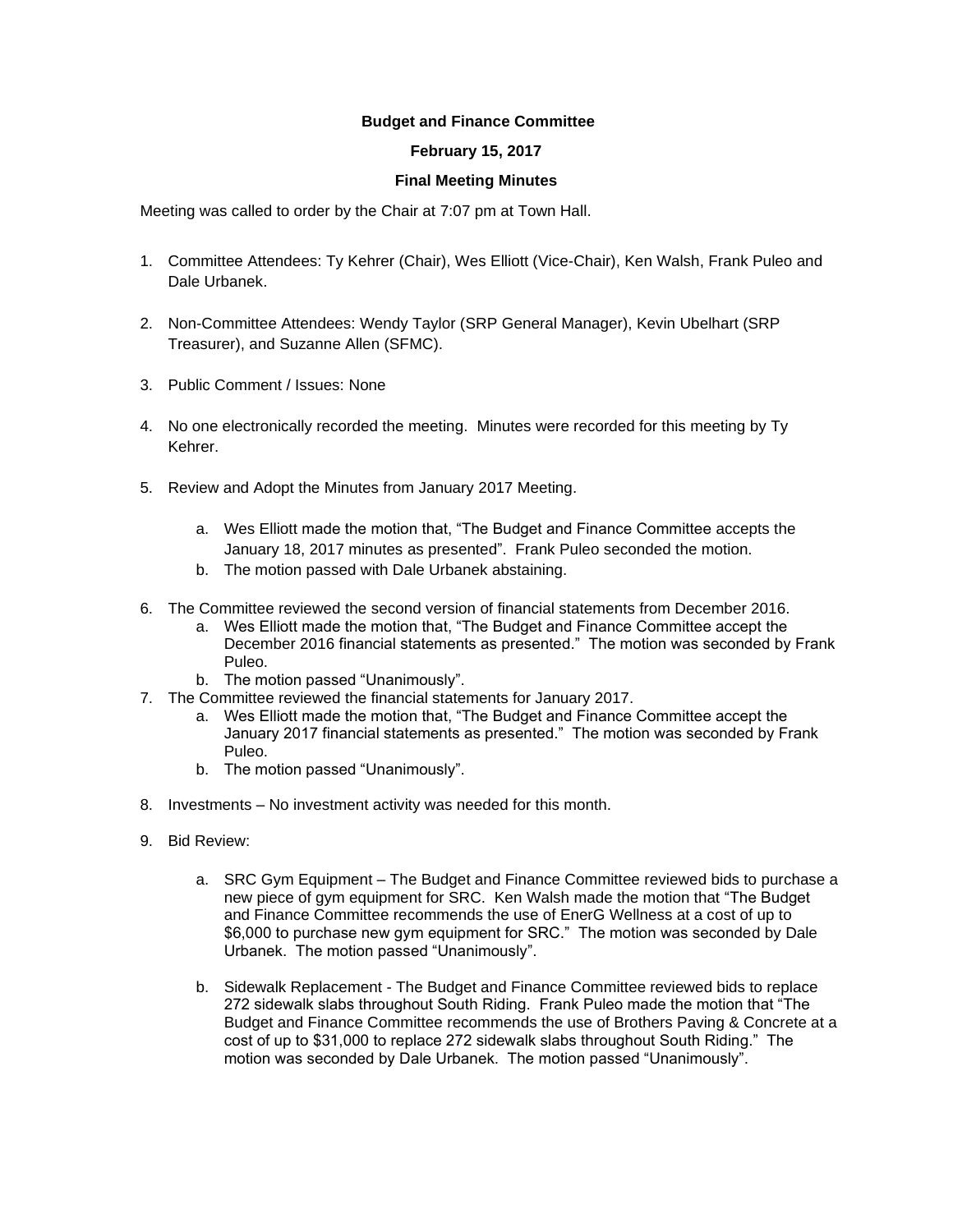**Budget and Finance Committee**

**February 15, 2017**

**Final Meeting Minutes**

Meeting was called to order by the Chair at 7:07 pm at Town Hall.

1. Committee Attendees: Ty Kehrer (Chair), Wes Elliott (Vice-Chair), Ken Walsh, Frank Puleo and Dale Urbanek.

2. Non-Committee Attendees: Wendy Taylor (SRP General Manager), Kevin Ubelhart (SRP Treasurer), and Suzanne Allen (SFMC).

3. Public Comment / Issues: None

4. No one electronically recorded the meeting. Minutes were recorded for this meeting by Ty Kehrer.

5. Review and Adopt the Minutes from January 2017 Meeting.

    a. Wes Elliott made the motion that, "The Budget and Finance Committee accepts the January 18, 2017 minutes as presented". Frank Puleo seconded the motion.
    b. The motion passed with Dale Urbanek abstaining.

6. The Committee reviewed the second version of financial statements from December 2016.
    a. Wes Elliott made the motion that, "The Budget and Finance Committee accept the December 2016 financial statements as presented." The motion was seconded by Frank Puleo.
    b. The motion passed "Unanimously".
7. The Committee reviewed the financial statements for January 2017.
    a. Wes Elliott made the motion that, "The Budget and Finance Committee accept the January 2017 financial statements as presented." The motion was seconded by Frank Puleo.
    b. The motion passed "Unanimously".

8. Investments – No investment activity was needed for this month.

9. Bid Review:

    a. SRC Gym Equipment – The Budget and Finance Committee reviewed bids to purchase a new piece of gym equipment for SRC. Ken Walsh made the motion that "The Budget and Finance Committee recommends the use of EnerG Wellness at a cost of up to $6,000 to purchase new gym equipment for SRC." The motion was seconded by Dale Urbanek. The motion passed "Unanimously".

    b. Sidewalk Replacement - The Budget and Finance Committee reviewed bids to replace 272 sidewalk slabs throughout South Riding. Frank Puleo made the motion that "The Budget and Finance Committee recommends the use of Brothers Paving & Concrete at a cost of up to $31,000 to replace 272 sidewalk slabs throughout South Riding." The motion was seconded by Dale Urbanek. The motion passed "Unanimously".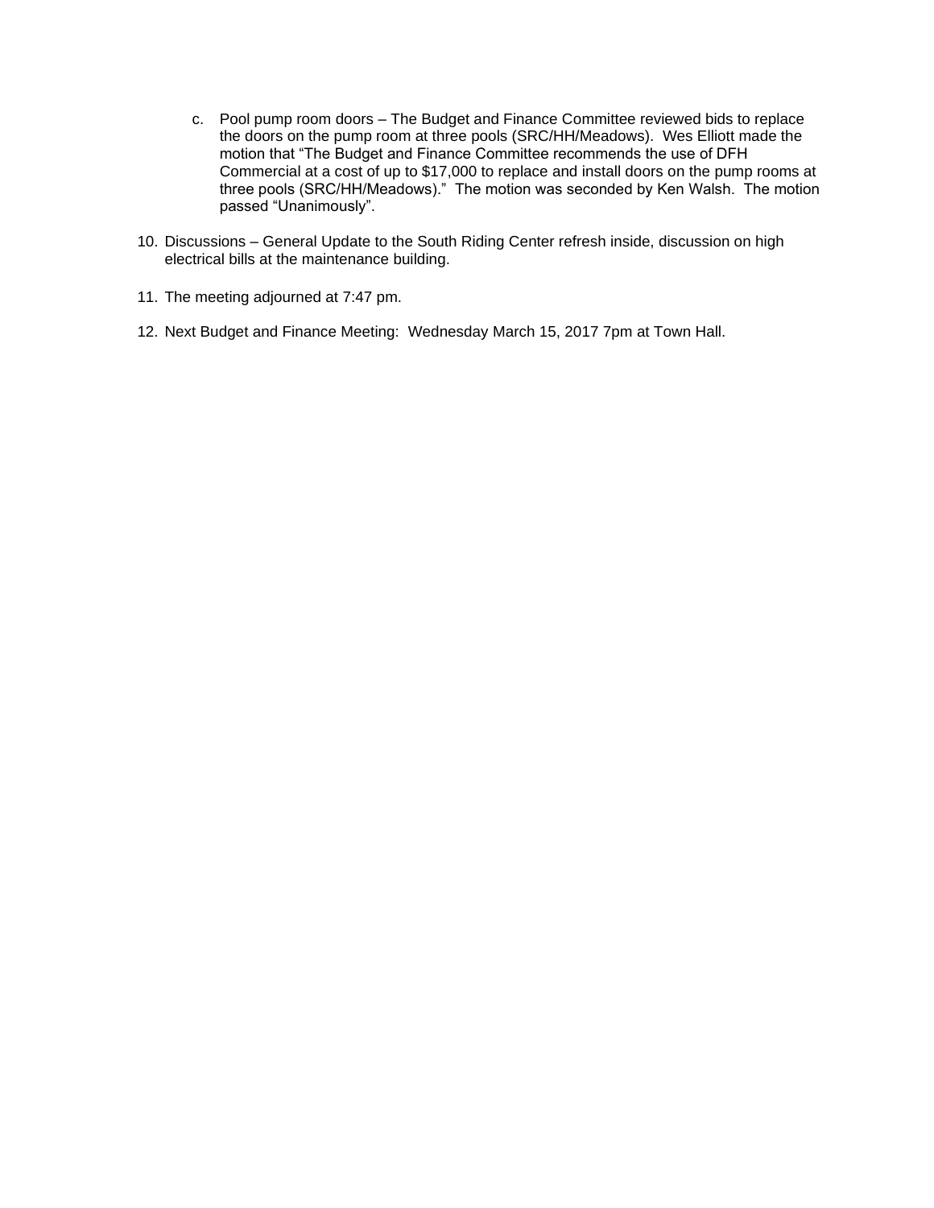c. Pool pump room doors – The Budget and Finance Committee reviewed bids to replace the doors on the pump room at three pools (SRC/HH/Meadows). Wes Elliott made the motion that "The Budget and Finance Committee recommends the use of DFH Commercial at a cost of up to $17,000 to replace and install doors on the pump rooms at three pools (SRC/HH/Meadows)." The motion was seconded by Ken Walsh. The motion passed "Unanimously".

10. Discussions – General Update to the South Riding Center refresh inside, discussion on high electrical bills at the maintenance building.

11. The meeting adjourned at 7:47 pm.

12. Next Budget and Finance Meeting: Wednesday March 15, 2017 7pm at Town Hall.